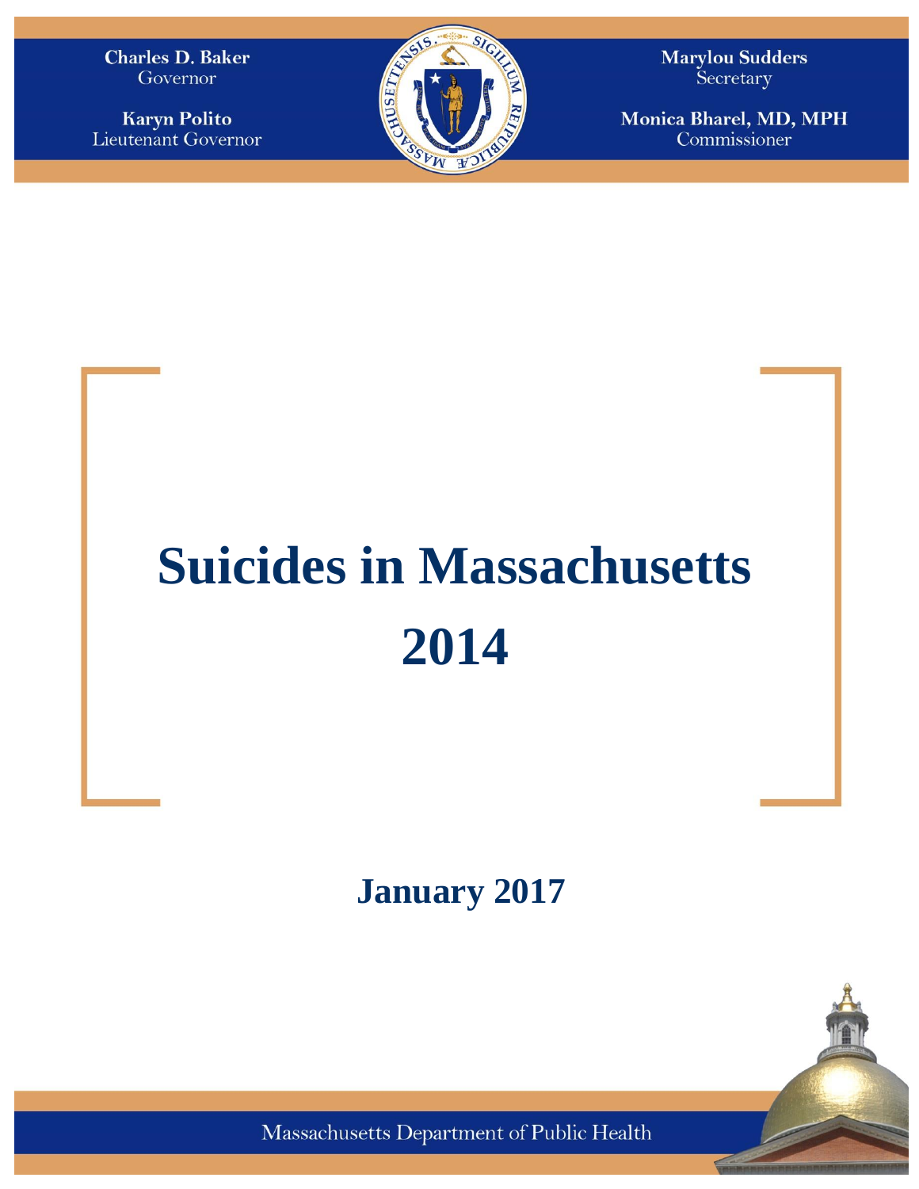**Charles D. Baker**
Governor

**Karyn Polito**
Lieutenant Governor

**Marylou Sudders**
Secretary

**Monica Bharel, MD, MPH**
Commissioner

# Suicides in Massachusetts 2014

## January 2017

Massachusetts Department of Public Health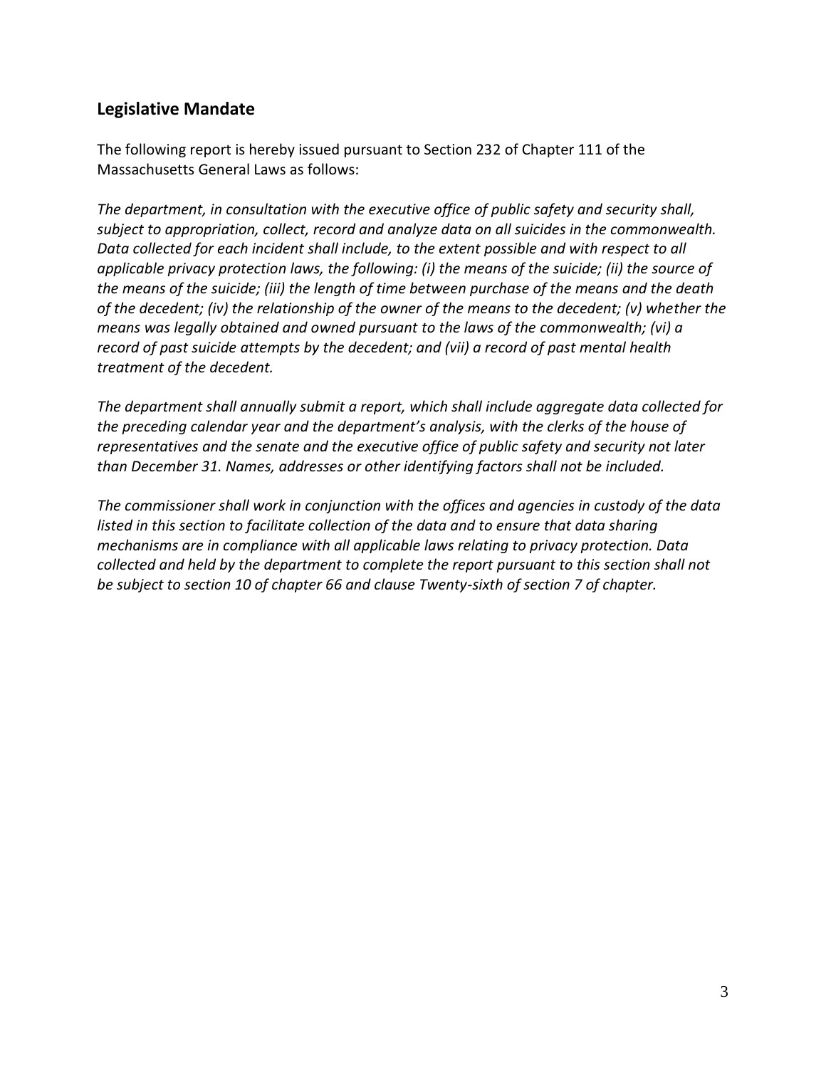## Legislative Mandate

The following report is hereby issued pursuant to Section 232 of Chapter 111 of the Massachusetts General Laws as follows:

*The department, in consultation with the executive office of public safety and security shall, subject to appropriation, collect, record and analyze data on all suicides in the commonwealth. Data collected for each incident shall include, to the extent possible and with respect to all applicable privacy protection laws, the following: (i) the means of the suicide; (ii) the source of the means of the suicide; (iii) the length of time between purchase of the means and the death of the decedent; (iv) the relationship of the owner of the means to the decedent; (v) whether the means was legally obtained and owned pursuant to the laws of the commonwealth; (vi) a record of past suicide attempts by the decedent; and (vii) a record of past mental health treatment of the decedent.*

*The department shall annually submit a report, which shall include aggregate data collected for the preceding calendar year and the department's analysis, with the clerks of the house of representatives and the senate and the executive office of public safety and security not later than December 31. Names, addresses or other identifying factors shall not be included.*

*The commissioner shall work in conjunction with the offices and agencies in custody of the data listed in this section to facilitate collection of the data and to ensure that data sharing mechanisms are in compliance with all applicable laws relating to privacy protection. Data collected and held by the department to complete the report pursuant to this section shall not be subject to section 10 of chapter 66 and clause Twenty-sixth of section 7 of chapter.*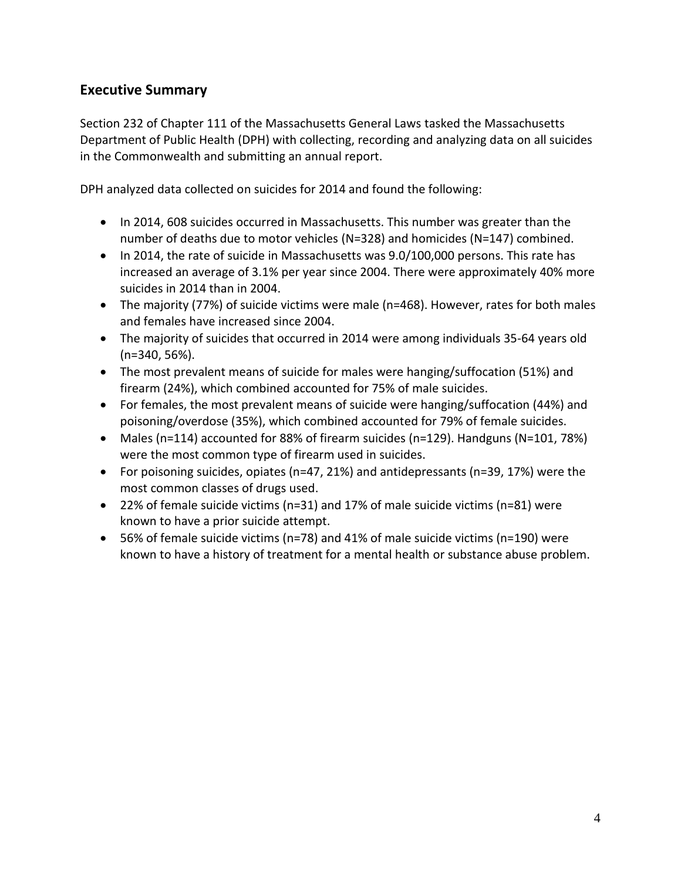## Executive Summary

Section 232 of Chapter 111 of the Massachusetts General Laws tasked the Massachusetts Department of Public Health (DPH) with collecting, recording and analyzing data on all suicides in the Commonwealth and submitting an annual report.

DPH analyzed data collected on suicides for 2014 and found the following:

- In 2014, 608 suicides occurred in Massachusetts. This number was greater than the number of deaths due to motor vehicles (N=328) and homicides (N=147) combined.
- In 2014, the rate of suicide in Massachusetts was 9.0/100,000 persons. This rate has increased an average of 3.1% per year since 2004. There were approximately 40% more suicides in 2014 than in 2004.
- The majority (77%) of suicide victims were male (n=468). However, rates for both males and females have increased since 2004.
- The majority of suicides that occurred in 2014 were among individuals 35-64 years old (n=340, 56%).
- The most prevalent means of suicide for males were hanging/suffocation (51%) and firearm (24%), which combined accounted for 75% of male suicides.
- For females, the most prevalent means of suicide were hanging/suffocation (44%) and poisoning/overdose (35%), which combined accounted for 79% of female suicides.
- Males (n=114) accounted for 88% of firearm suicides (n=129). Handguns (N=101, 78%) were the most common type of firearm used in suicides.
- For poisoning suicides, opiates (n=47, 21%) and antidepressants (n=39, 17%) were the most common classes of drugs used.
- 22% of female suicide victims (n=31) and 17% of male suicide victims (n=81) were known to have a prior suicide attempt.
- 56% of female suicide victims (n=78) and 41% of male suicide victims (n=190) were known to have a history of treatment for a mental health or substance abuse problem.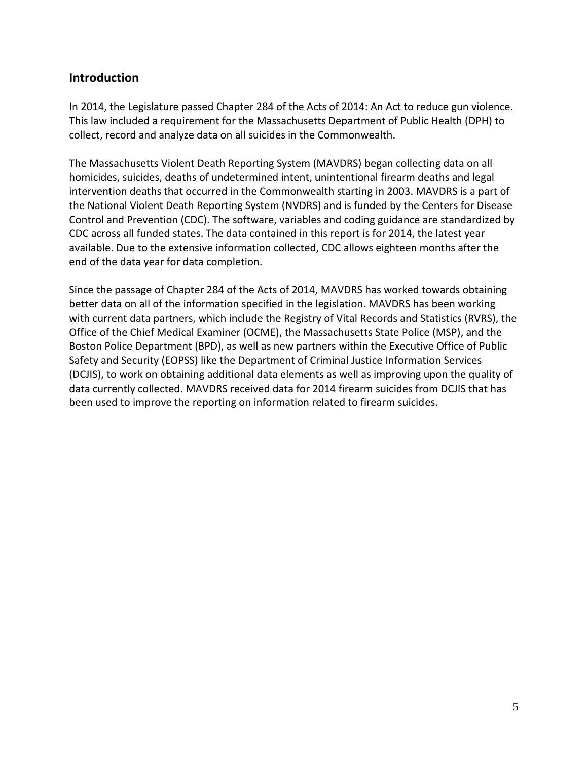## Introduction

In 2014, the Legislature passed Chapter 284 of the Acts of 2014: An Act to reduce gun violence. This law included a requirement for the Massachusetts Department of Public Health (DPH) to collect, record and analyze data on all suicides in the Commonwealth.

The Massachusetts Violent Death Reporting System (MAVDRS) began collecting data on all homicides, suicides, deaths of undetermined intent, unintentional firearm deaths and legal intervention deaths that occurred in the Commonwealth starting in 2003. MAVDRS is a part of the National Violent Death Reporting System (NVDRS) and is funded by the Centers for Disease Control and Prevention (CDC). The software, variables and coding guidance are standardized by CDC across all funded states. The data contained in this report is for 2014, the latest year available. Due to the extensive information collected, CDC allows eighteen months after the end of the data year for data completion.

Since the passage of Chapter 284 of the Acts of 2014, MAVDRS has worked towards obtaining better data on all of the information specified in the legislation. MAVDRS has been working with current data partners, which include the Registry of Vital Records and Statistics (RVRS), the Office of the Chief Medical Examiner (OCME), the Massachusetts State Police (MSP), and the Boston Police Department (BPD), as well as new partners within the Executive Office of Public Safety and Security (EOPSS) like the Department of Criminal Justice Information Services (DCJIS), to work on obtaining additional data elements as well as improving upon the quality of data currently collected. MAVDRS received data for 2014 firearm suicides from DCJIS that has been used to improve the reporting on information related to firearm suicides.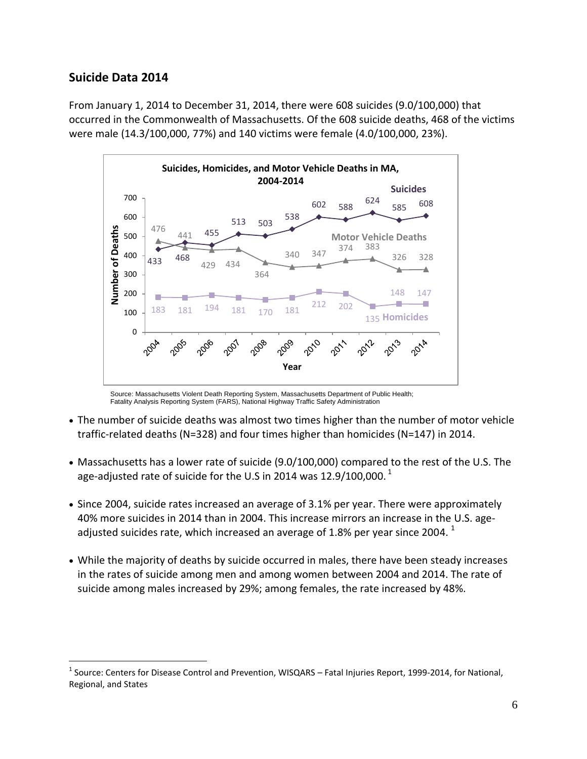## Suicide Data 2014

From January 1, 2014 to December 31, 2014, there were 608 suicides (9.0/100,000) that occurred in the Commonwealth of Massachusetts. Of the 608 suicide deaths, 468 of the victims were male (14.3/100,000, 77%) and 140 victims were female (4.0/100,000, 23%).

**Suicides, Homicides, and Motor Vehicle Deaths in MA, 2004-2014**

| Year | Suicides | Motor Vehicle Deaths | Homicides |
|---|---|---|---|
| 2004 | 433 | 476 | 183 |
| 2005 | 468 | 441 | 181 |
| 2006 | 455 | 429 | 194 |
| 2007 | 513 | 434 | 181 |
| 2008 | 503 | 364 | 170 |
| 2009 | 538 | 340 | 181 |
| 2010 | 602 | 347 | 212 |
| 2011 | 588 | 374 | 202 |
| 2012 | 624 | 383 | 135 |
| 2013 | 585 | 326 | 148 |
| 2014 | 608 | 328 | 147 |

Source: Massachusetts Violent Death Reporting System, Massachusetts Department of Public Health; Fatality Analysis Reporting System (FARS), National Highway Traffic Safety Administration

- The number of suicide deaths was almost two times higher than the number of motor vehicle traffic-related deaths (N=328) and four times higher than homicides (N=147) in 2014.
- Massachusetts has a lower rate of suicide (9.0/100,000) compared to the rest of the U.S. The age-adjusted rate of suicide for the U.S in 2014 was 12.9/100,000. [1]
- Since 2004, suicide rates increased an average of 3.1% per year. There were approximately 40% more suicides in 2014 than in 2004. This increase mirrors an increase in the U.S. age-adjusted suicides rate, which increased an average of 1.8% per year since 2004. [1]
- While the majority of deaths by suicide occurred in males, there have been steady increases in the rates of suicide among men and among women between 2004 and 2014. The rate of suicide among males increased by 29%; among females, the rate increased by 48%.

[1] Source: Centers for Disease Control and Prevention, WISQARS – Fatal Injuries Report, 1999-2014, for National, Regional, and States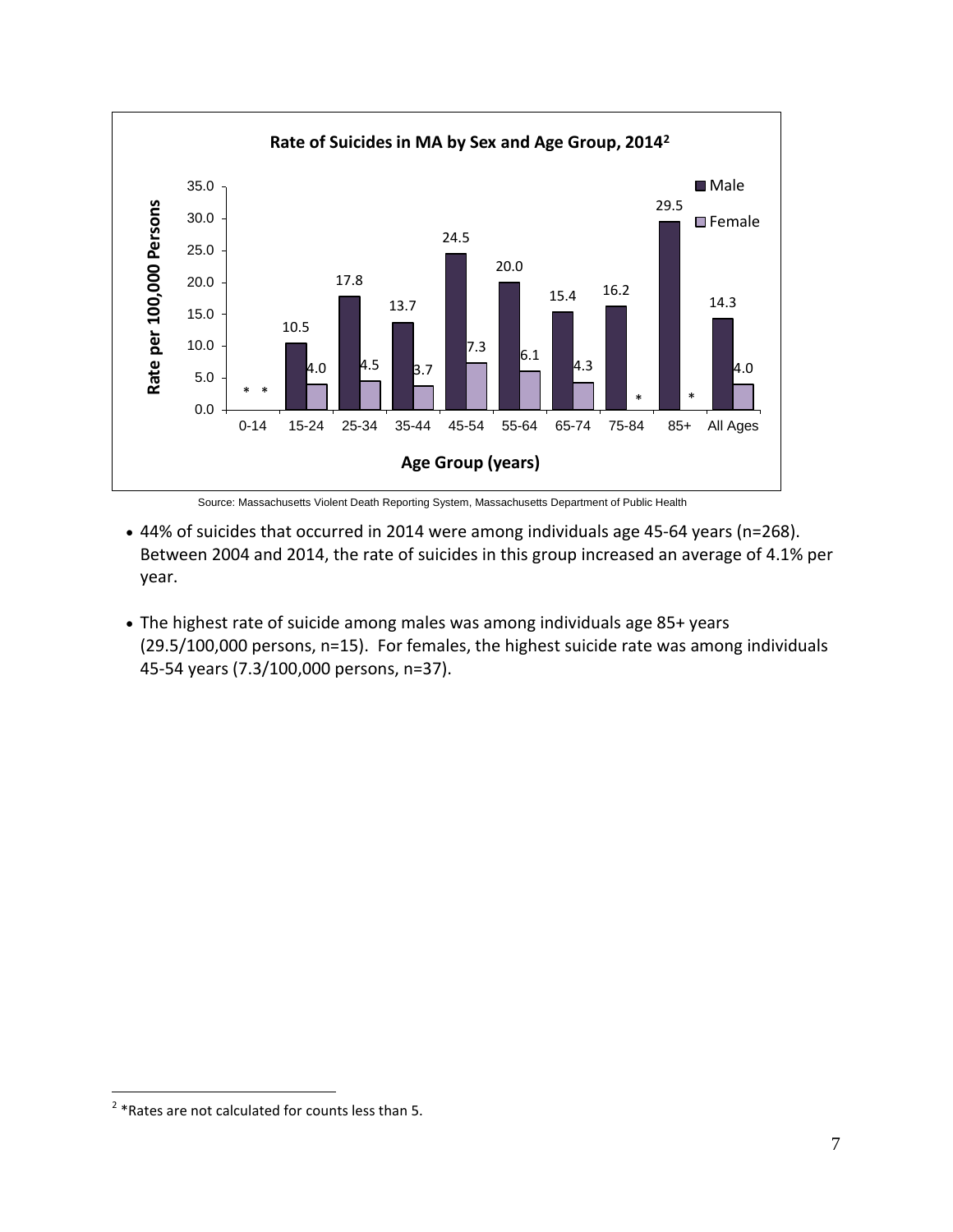**Rate of Suicides in MA by Sex and Age Group, 2014**[2]

| Age Group (years) | Male | Female |
|---|---|---|
| 0-14 | * | * |
| 15-24 | 10.5 | 4.0 |
| 25-34 | 17.8 | 4.5 |
| 35-44 | 13.7 | 3.7 |
| 45-54 | 24.5 | 7.3 |
| 55-64 | 20.0 | 6.1 |
| 65-74 | 15.4 | 4.3 |
| 75-84 | 16.2 | * |
| 85+ | 29.5 | * |
| All Ages | 14.3 | 4.0 |

Rate per 100,000 Persons

Source: Massachusetts Violent Death Reporting System, Massachusetts Department of Public Health

- 44% of suicides that occurred in 2014 were among individuals age 45-64 years (n=268). Between 2004 and 2014, the rate of suicides in this group increased an average of 4.1% per year.
- The highest rate of suicide among males was among individuals age 85+ years (29.5/100,000 persons, n=15). For females, the highest suicide rate was among individuals 45-54 years (7.3/100,000 persons, n=37).

[2] *Rates are not calculated for counts less than 5.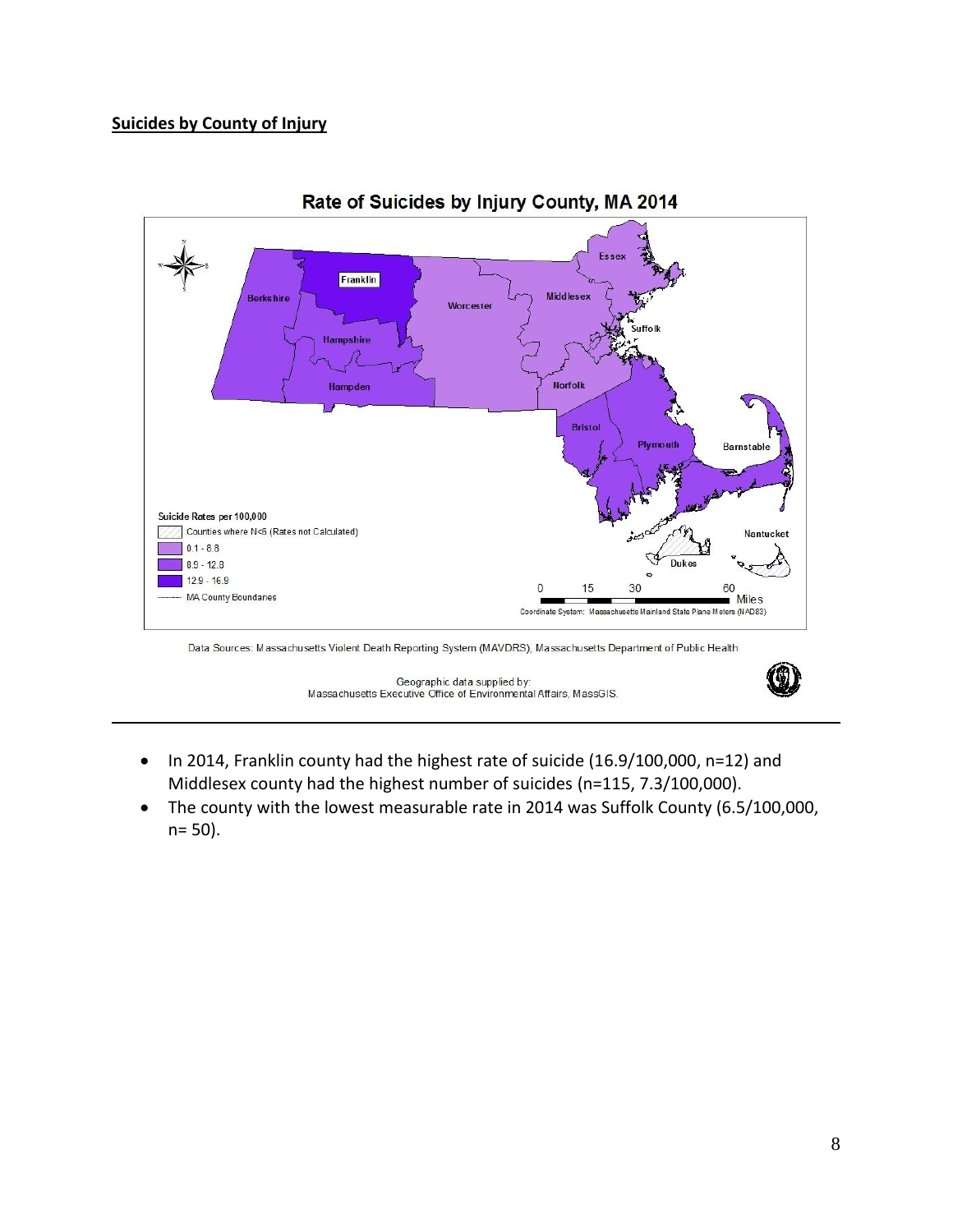**Suicides by County of Injury**

Rate of Suicides by Injury County, MA 2014

Suicide Rates per 100,000

- Counties where N<5 (Rates not Calculated)
- 0.1 - 8.8
- 8.9 - 12.8
- 12.9 - 16.9
- MA County Boundaries

Data Sources: Massachusetts Violent Death Reporting System (MAVDRS), Massachusetts Department of Public Health

Geographic data supplied by: Massachusetts Executive Office of Environmental Affairs, MassGIS.

---

- In 2014, Franklin county had the highest rate of suicide (16.9/100,000, n=12) and Middlesex county had the highest number of suicides (n=115, 7.3/100,000).
- The county with the lowest measurable rate in 2014 was Suffolk County (6.5/100,000, n= 50).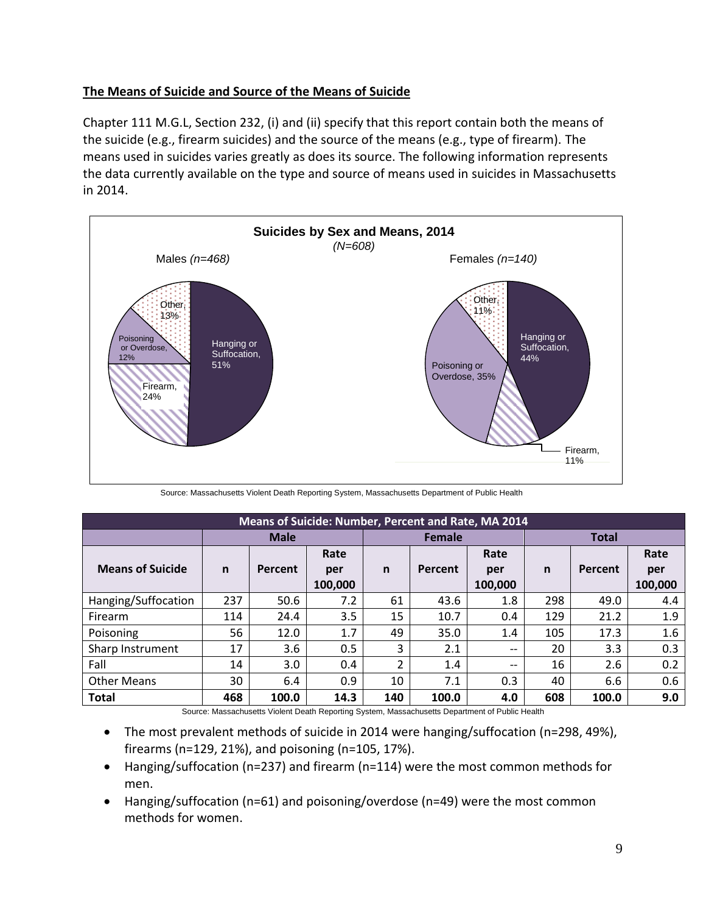**The Means of Suicide and Source of the Means of Suicide**

Chapter 111 M.G.L, Section 232, (i) and (ii) specify that this report contain both the means of the suicide (e.g., firearm suicides) and the source of the means (e.g., type of firearm). The means used in suicides varies greatly as does its source. The following information represents the data currently available on the type and source of means used in suicides in Massachusetts in 2014.

**Suicides by Sex and Means, 2014**
*(N=608)*

Males *(n=468)*: Hanging or Suffocation, 51%; Firearm, 24%; Poisoning or Overdose, 12%; Other, 13%

Females *(n=140)*: Hanging or Suffocation, 44%; Poisoning or Overdose, 35%; Firearm, 11%; Other, 11%

Source: Massachusetts Violent Death Reporting System, Massachusetts Department of Public Health

**Means of Suicide: Number, Percent and Rate, MA 2014**

| | Male | | | Female | | | Total | | |
|---|---|---|---|---|---|---|---|---|---|
| **Means of Suicide** | **n** | **Percent** | **Rate per 100,000** | **n** | **Percent** | **Rate per 100,000** | **n** | **Percent** | **Rate per 100,000** |
| Hanging/Suffocation | 237 | 50.6 | 7.2 | 61 | 43.6 | 1.8 | 298 | 49.0 | 4.4 |
| Firearm | 114 | 24.4 | 3.5 | 15 | 10.7 | 0.4 | 129 | 21.2 | 1.9 |
| Poisoning | 56 | 12.0 | 1.7 | 49 | 35.0 | 1.4 | 105 | 17.3 | 1.6 |
| Sharp Instrument | 17 | 3.6 | 0.5 | 3 | 2.1 | -- | 20 | 3.3 | 0.3 |
| Fall | 14 | 3.0 | 0.4 | 2 | 1.4 | -- | 16 | 2.6 | 0.2 |
| Other Means | 30 | 6.4 | 0.9 | 10 | 7.1 | 0.3 | 40 | 6.6 | 0.6 |
| **Total** | **468** | **100.0** | **14.3** | **140** | **100.0** | **4.0** | **608** | **100.0** | **9.0** |

Source: Massachusetts Violent Death Reporting System, Massachusetts Department of Public Health

- The most prevalent methods of suicide in 2014 were hanging/suffocation (n=298, 49%), firearms (n=129, 21%), and poisoning (n=105, 17%).
- Hanging/suffocation (n=237) and firearm (n=114) were the most common methods for men.
- Hanging/suffocation (n=61) and poisoning/overdose (n=49) were the most common methods for women.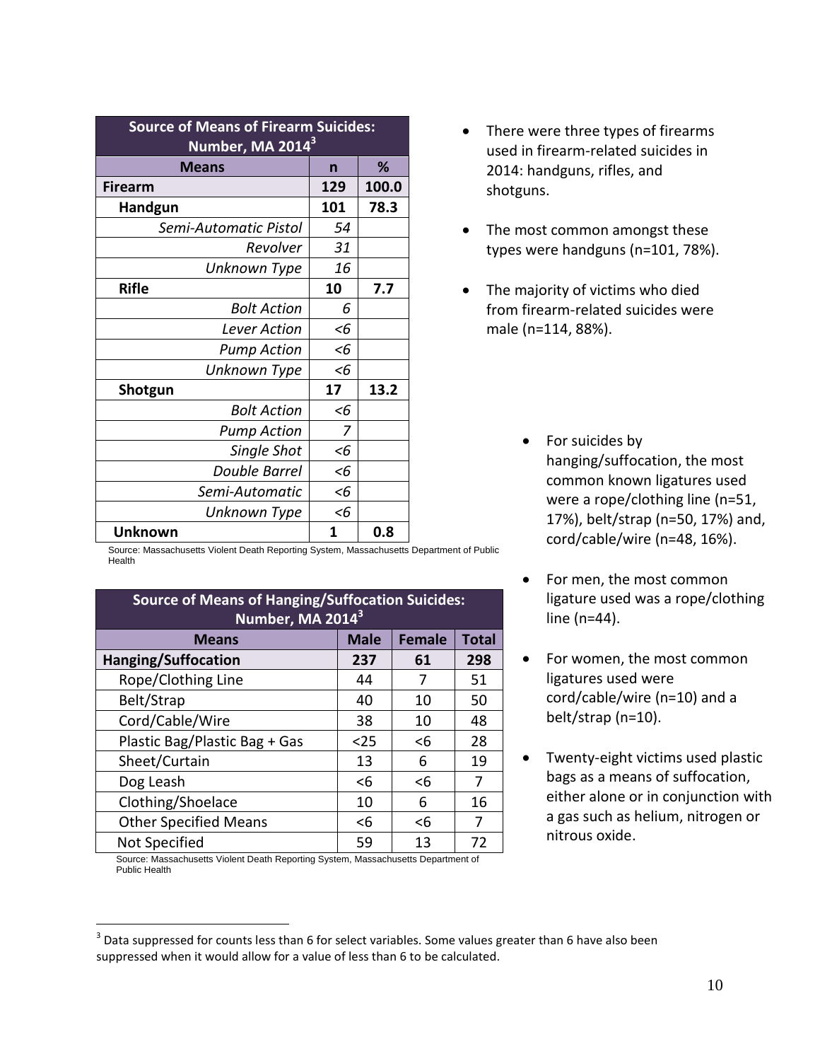| Source of Means of Firearm Suicides: Number, MA 2014[3] | | |
|---|---|---|
| **Means** | **n** | **%** |
| **Firearm** | **129** | **100.0** |
| **Handgun** | **101** | **78.3** |
| *Semi-Automatic Pistol* | *54* | |
| *Revolver* | *31* | |
| *Unknown Type* | *16* | |
| **Rifle** | **10** | **7.7** |
| *Bolt Action* | *6* | |
| *Lever Action* | *<6* | |
| *Pump Action* | *<6* | |
| *Unknown Type* | *<6* | |
| **Shotgun** | **17** | **13.2** |
| *Bolt Action* | *<6* | |
| *Pump Action* | *7* | |
| *Single Shot* | *<6* | |
| *Double Barrel* | *<6* | |
| *Semi-Automatic* | *<6* | |
| *Unknown Type* | *<6* | |
| **Unknown** | **1** | **0.8** |

Source: Massachusetts Violent Death Reporting System, Massachusetts Department of Public Health

- There were three types of firearms used in firearm-related suicides in 2014: handguns, rifles, and shotguns.
- The most common amongst these types were handguns (n=101, 78%).
- The majority of victims who died from firearm-related suicides were male (n=114, 88%).

| Source of Means of Hanging/Suffocation Suicides: Number, MA 2014[3] | | | |
|---|---|---|---|
| **Means** | **Male** | **Female** | **Total** |
| **Hanging/Suffocation** | **237** | **61** | **298** |
| Rope/Clothing Line | 44 | 7 | 51 |
| Belt/Strap | 40 | 10 | 50 |
| Cord/Cable/Wire | 38 | 10 | 48 |
| Plastic Bag/Plastic Bag + Gas | <25 | <6 | 28 |
| Sheet/Curtain | 13 | 6 | 19 |
| Dog Leash | <6 | <6 | 7 |
| Clothing/Shoelace | 10 | 6 | 16 |
| Other Specified Means | <6 | <6 | 7 |
| Not Specified | 59 | 13 | 72 |

Source: Massachusetts Violent Death Reporting System, Massachusetts Department of Public Health

- For suicides by hanging/suffocation, the most common known ligatures used were a rope/clothing line (n=51, 17%), belt/strap (n=50, 17%) and, cord/cable/wire (n=48, 16%).
- For men, the most common ligature used was a rope/clothing line (n=44).
- For women, the most common ligatures used were cord/cable/wire (n=10) and a belt/strap (n=10).
- Twenty-eight victims used plastic bags as a means of suffocation, either alone or in conjunction with a gas such as helium, nitrogen or nitrous oxide.

[3] Data suppressed for counts less than 6 for select variables. Some values greater than 6 have also been suppressed when it would allow for a value of less than 6 to be calculated.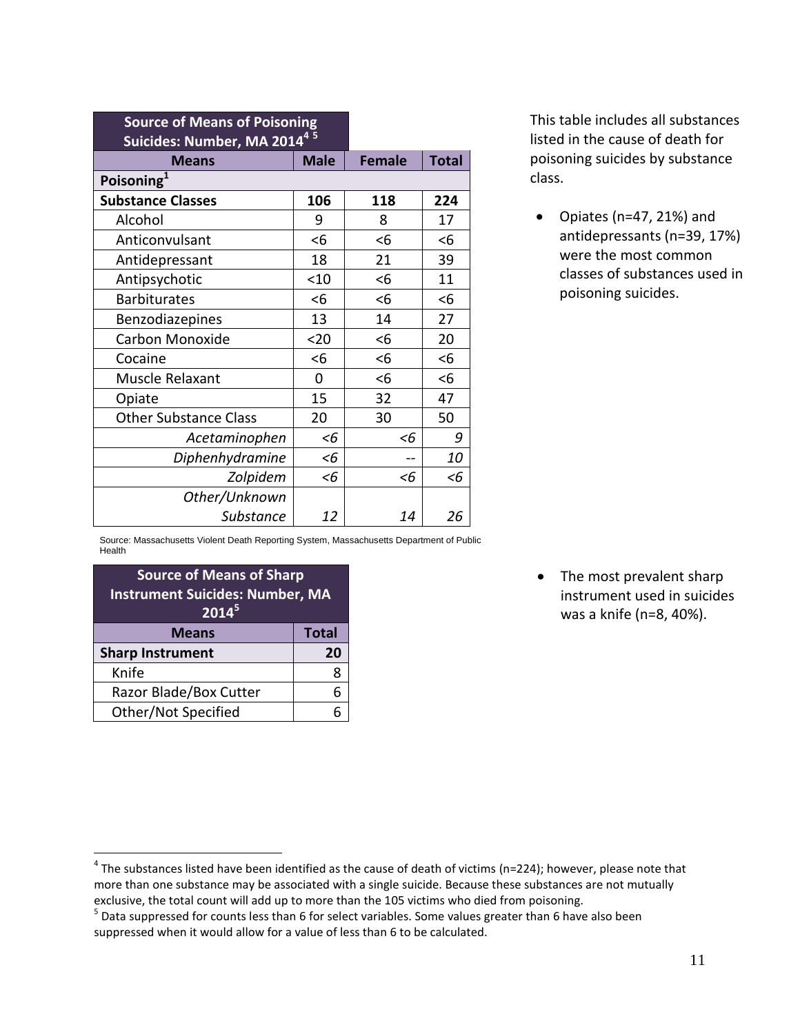| Source of Means of Poisoning Suicides: Number, MA 2014[4] [5] | | | |
|---|---|---|---|
| **Means** | **Male** | **Female** | **Total** |
| **Poisoning[1]** | | | |
| **Substance Classes** | **106** | **118** | **224** |
| Alcohol | 9 | 8 | 17 |
| Anticonvulsant | <6 | <6 | <6 |
| Antidepressant | 18 | 21 | 39 |
| Antipsychotic | <10 | <6 | 11 |
| Barbiturates | <6 | <6 | <6 |
| Benzodiazepines | 13 | 14 | 27 |
| Carbon Monoxide | <20 | <6 | 20 |
| Cocaine | <6 | <6 | <6 |
| Muscle Relaxant | 0 | <6 | <6 |
| Opiate | 15 | 32 | 47 |
| Other Substance Class | 20 | 30 | 50 |
| *Acetaminophen* | *<6* | *<6* | *9* |
| *Diphenhydramine* | *<6* | *--* | *10* |
| *Zolpidem* | *<6* | *<6* | *<6* |
| *Other/Unknown Substance* | *12* | *14* | *26* |

Source: Massachusetts Violent Death Reporting System, Massachusetts Department of Public Health

This table includes all substances listed in the cause of death for poisoning suicides by substance class.

- Opiates (n=47, 21%) and antidepressants (n=39, 17%) were the most common classes of substances used in poisoning suicides.

| Source of Means of Sharp Instrument Suicides: Number, MA 2014[5] | |
|---|---|
| **Means** | **Total** |
| **Sharp Instrument** | **20** |
| Knife | 8 |
| Razor Blade/Box Cutter | 6 |
| Other/Not Specified | 6 |

- The most prevalent sharp instrument used in suicides was a knife (n=8, 40%).

[4] The substances listed have been identified as the cause of death of victims (n=224); however, please note that more than one substance may be associated with a single suicide. Because these substances are not mutually exclusive, the total count will add up to more than the 105 victims who died from poisoning.

[5] Data suppressed for counts less than 6 for select variables. Some values greater than 6 have also been suppressed when it would allow for a value of less than 6 to be calculated.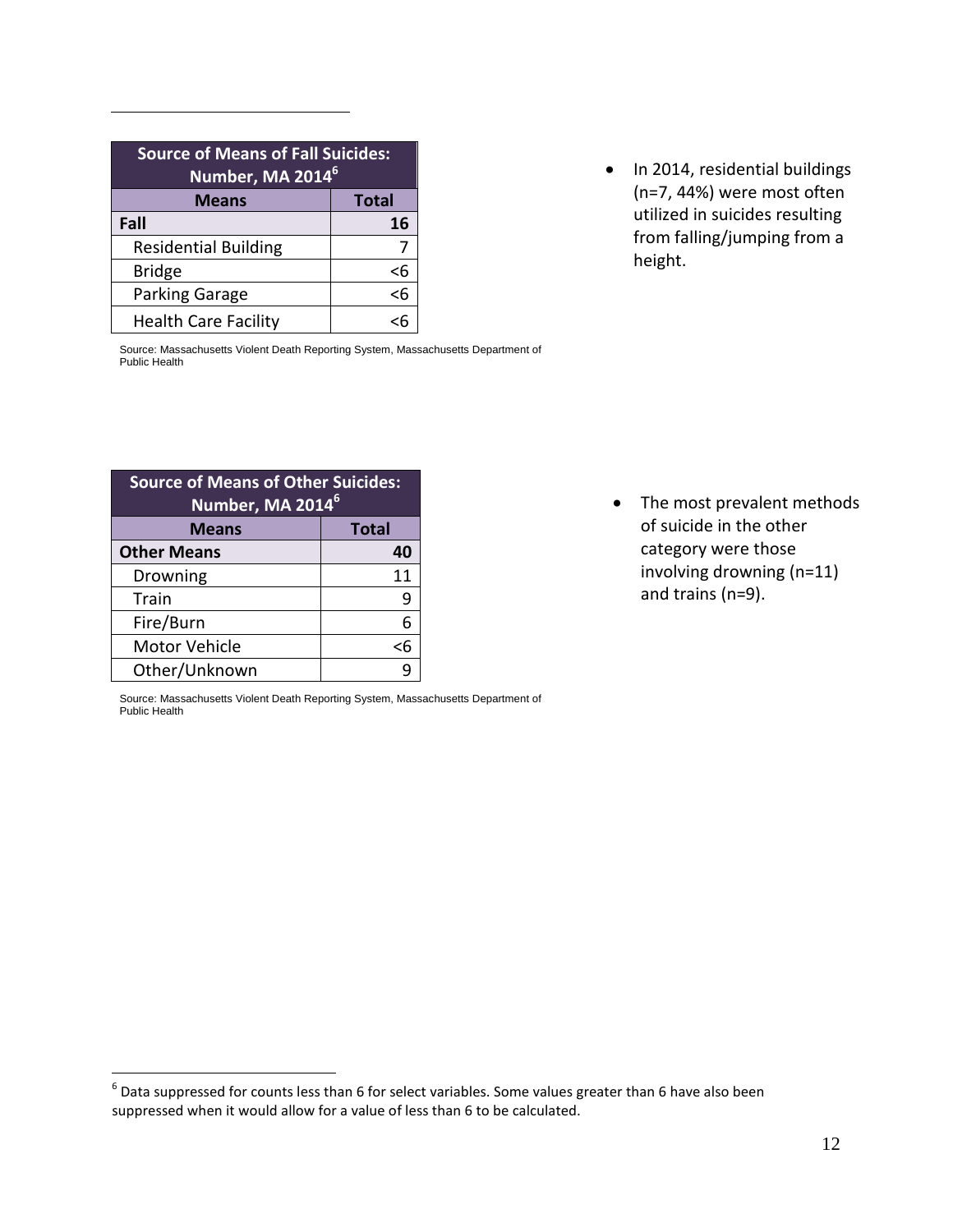| Source of Means of Fall Suicides: Number, MA 2014[6] | |
|---|---|
| **Means** | **Total** |
| **Fall** | **16** |
| Residential Building | 7 |
| Bridge | <6 |
| Parking Garage | <6 |
| Health Care Facility | <6 |

Source: Massachusetts Violent Death Reporting System, Massachusetts Department of Public Health

- In 2014, residential buildings (n=7, 44%) were most often utilized in suicides resulting from falling/jumping from a height.

| Source of Means of Other Suicides: Number, MA 2014[6] | |
|---|---|
| **Means** | **Total** |
| **Other Means** | **40** |
| Drowning | 11 |
| Train | 9 |
| Fire/Burn | 6 |
| Motor Vehicle | <6 |
| Other/Unknown | 9 |

Source: Massachusetts Violent Death Reporting System, Massachusetts Department of Public Health

- The most prevalent methods of suicide in the other category were those involving drowning (n=11) and trains (n=9).

[6] Data suppressed for counts less than 6 for select variables. Some values greater than 6 have also been suppressed when it would allow for a value of less than 6 to be calculated.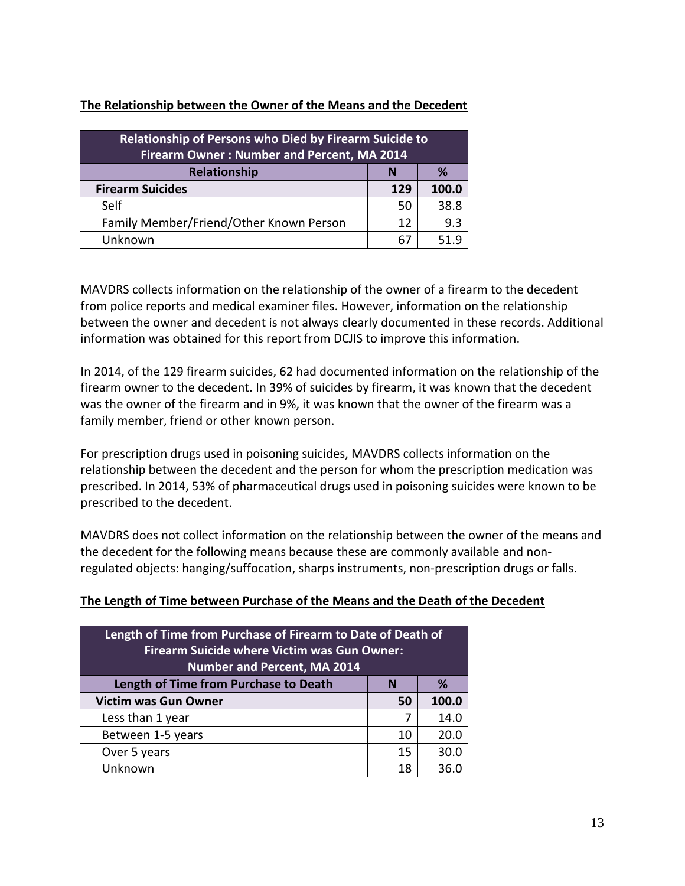## The Relationship between the Owner of the Means and the Decedent

| Relationship of Persons who Died by Firearm Suicide to Firearm Owner : Number and Percent, MA 2014 | | |
|---|---|---|
| **Relationship** | **N** | **%** |
| **Firearm Suicides** | **129** | **100.0** |
| Self | 50 | 38.8 |
| Family Member/Friend/Other Known Person | 12 | 9.3 |
| Unknown | 67 | 51.9 |

MAVDRS collects information on the relationship of the owner of a firearm to the decedent from police reports and medical examiner files. However, information on the relationship between the owner and decedent is not always clearly documented in these records. Additional information was obtained for this report from DCJIS to improve this information.

In 2014, of the 129 firearm suicides, 62 had documented information on the relationship of the firearm owner to the decedent. In 39% of suicides by firearm, it was known that the decedent was the owner of the firearm and in 9%, it was known that the owner of the firearm was a family member, friend or other known person.

For prescription drugs used in poisoning suicides, MAVDRS collects information on the relationship between the decedent and the person for whom the prescription medication was prescribed. In 2014, 53% of pharmaceutical drugs used in poisoning suicides were known to be prescribed to the decedent.

MAVDRS does not collect information on the relationship between the owner of the means and the decedent for the following means because these are commonly available and non-regulated objects: hanging/suffocation, sharps instruments, non-prescription drugs or falls.

## The Length of Time between Purchase of the Means and the Death of the Decedent

| Length of Time from Purchase of Firearm to Date of Death of Firearm Suicide where Victim was Gun Owner: Number and Percent, MA 2014 | | |
|---|---|---|
| **Length of Time from Purchase to Death** | **N** | **%** |
| **Victim was Gun Owner** | **50** | **100.0** |
| Less than 1 year | 7 | 14.0 |
| Between 1-5 years | 10 | 20.0 |
| Over 5 years | 15 | 30.0 |
| Unknown | 18 | 36.0 |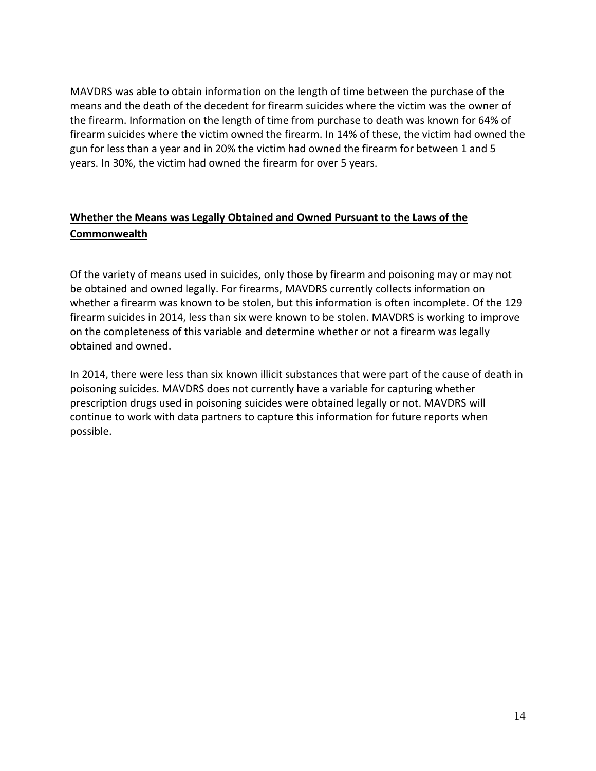MAVDRS was able to obtain information on the length of time between the purchase of the means and the death of the decedent for firearm suicides where the victim was the owner of the firearm. Information on the length of time from purchase to death was known for 64% of firearm suicides where the victim owned the firearm. In 14% of these, the victim had owned the gun for less than a year and in 20% the victim had owned the firearm for between 1 and 5 years. In 30%, the victim had owned the firearm for over 5 years.

## **Whether the Means was Legally Obtained and Owned Pursuant to the Laws of the Commonwealth**

Of the variety of means used in suicides, only those by firearm and poisoning may or may not be obtained and owned legally. For firearms, MAVDRS currently collects information on whether a firearm was known to be stolen, but this information is often incomplete. Of the 129 firearm suicides in 2014, less than six were known to be stolen. MAVDRS is working to improve on the completeness of this variable and determine whether or not a firearm was legally obtained and owned.

In 2014, there were less than six known illicit substances that were part of the cause of death in poisoning suicides. MAVDRS does not currently have a variable for capturing whether prescription drugs used in poisoning suicides were obtained legally or not. MAVDRS will continue to work with data partners to capture this information for future reports when possible.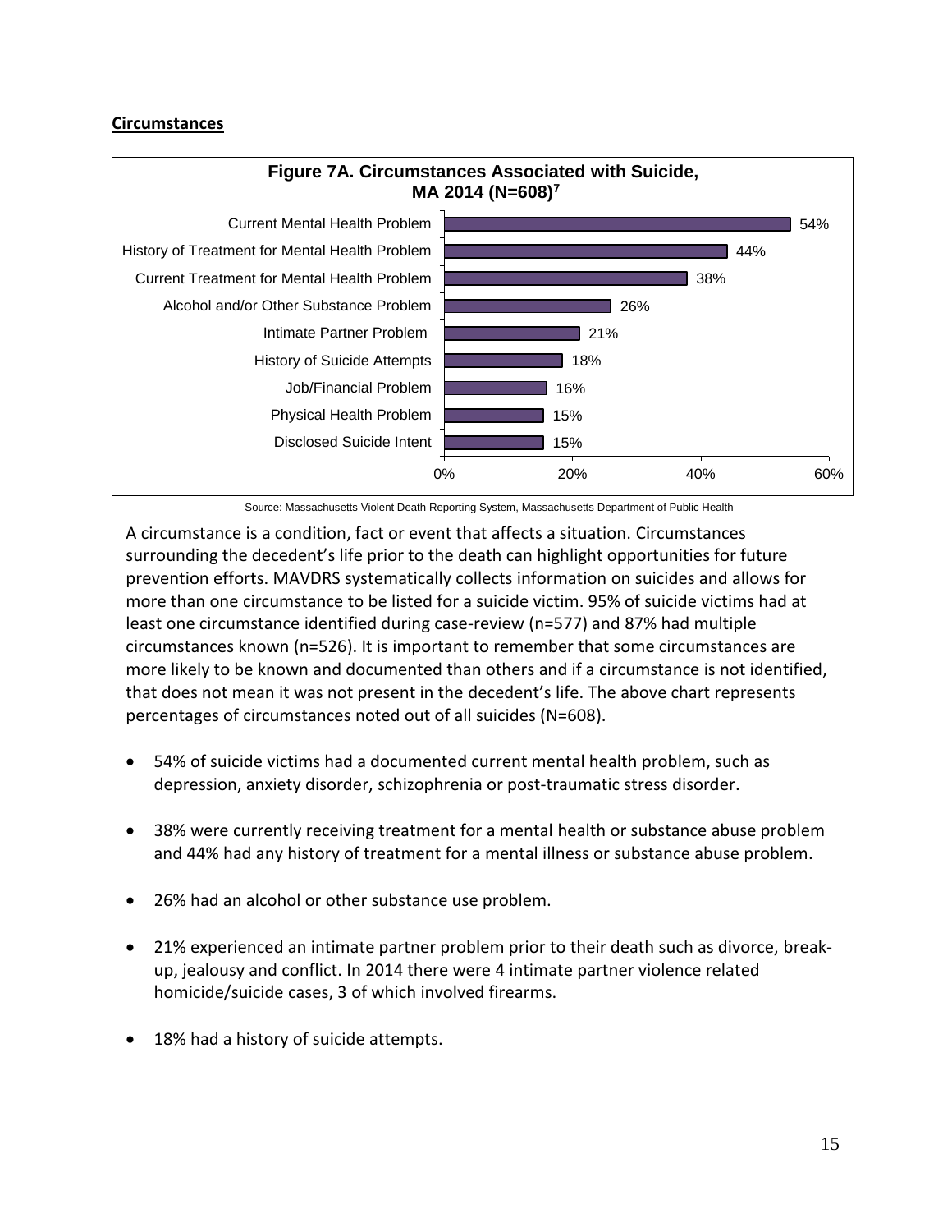**Circumstances**

**Figure 7A. Circumstances Associated with Suicide, MA 2014 (N=608)[7]**

| Circumstance | Percent |
|---|---|
| Current Mental Health Problem | 54% |
| History of Treatment for Mental Health Problem | 44% |
| Current Treatment for Mental Health Problem | 38% |
| Alcohol and/or Other Substance Problem | 26% |
| Intimate Partner Problem | 21% |
| History of Suicide Attempts | 18% |
| Job/Financial Problem | 16% |
| Physical Health Problem | 15% |
| Disclosed Suicide Intent | 15% |

Source: Massachusetts Violent Death Reporting System, Massachusetts Department of Public Health

A circumstance is a condition, fact or event that affects a situation. Circumstances surrounding the decedent's life prior to the death can highlight opportunities for future prevention efforts. MAVDRS systematically collects information on suicides and allows for more than one circumstance to be listed for a suicide victim. 95% of suicide victims had at least one circumstance identified during case-review (n=577) and 87% had multiple circumstances known (n=526). It is important to remember that some circumstances are more likely to be known and documented than others and if a circumstance is not identified, that does not mean it was not present in the decedent's life. The above chart represents percentages of circumstances noted out of all suicides (N=608).

- 54% of suicide victims had a documented current mental health problem, such as depression, anxiety disorder, schizophrenia or post-traumatic stress disorder.

- 38% were currently receiving treatment for a mental health or substance abuse problem and 44% had any history of treatment for a mental illness or substance abuse problem.

- 26% had an alcohol or other substance use problem.

- 21% experienced an intimate partner problem prior to their death such as divorce, break-up, jealousy and conflict. In 2014 there were 4 intimate partner violence related homicide/suicide cases, 3 of which involved firearms.

- 18% had a history of suicide attempts.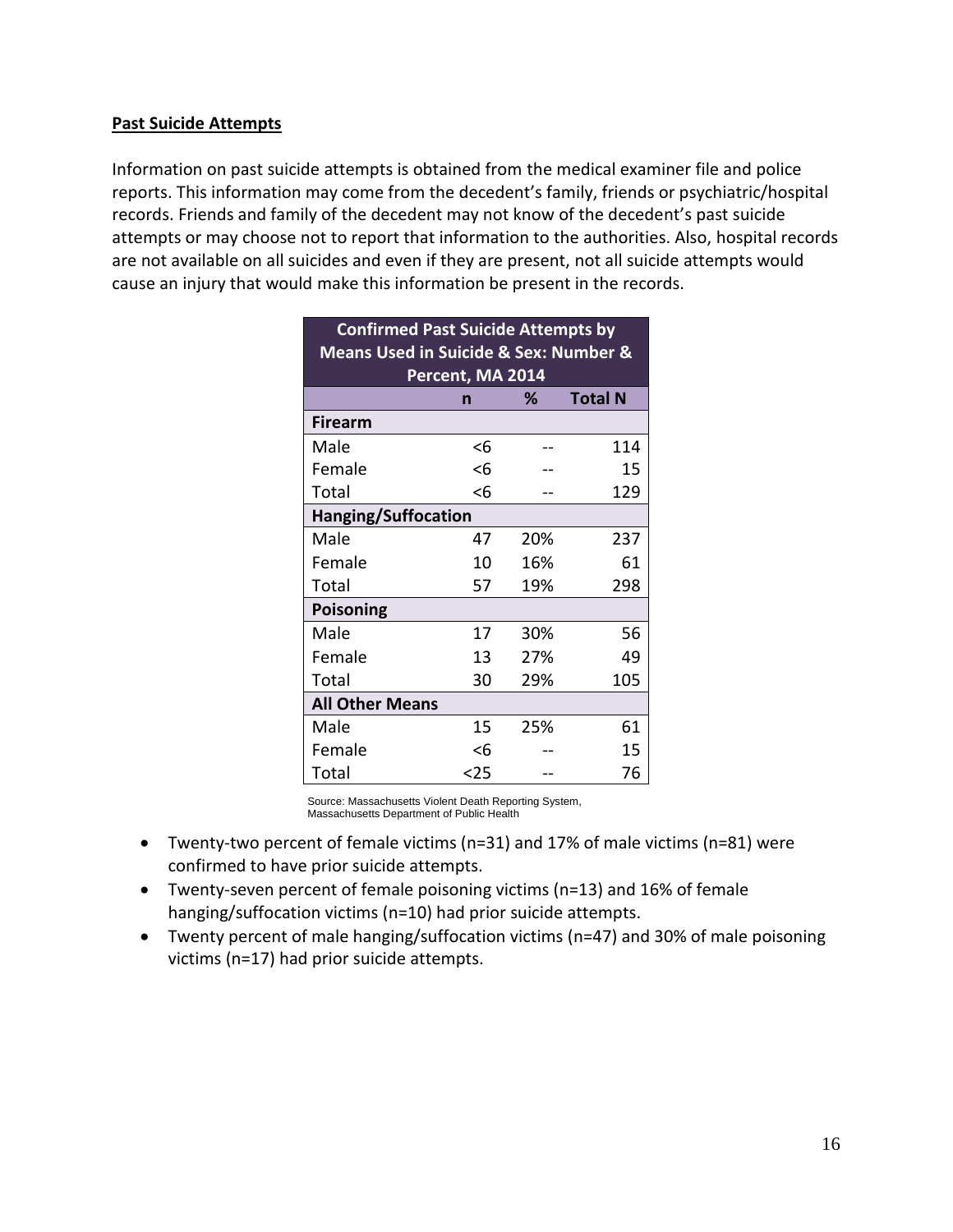## Past Suicide Attempts

Information on past suicide attempts is obtained from the medical examiner file and police reports. This information may come from the decedent's family, friends or psychiatric/hospital records. Friends and family of the decedent may not know of the decedent's past suicide attempts or may choose not to report that information to the authorities. Also, hospital records are not available on all suicides and even if they are present, not all suicide attempts would cause an injury that would make this information be present in the records.

| Confirmed Past Suicide Attempts by Means Used in Suicide & Sex: Number & Percent, MA 2014 | | | |
|---|---|---|---|
| | n | % | Total N |
| **Firearm** | | | |
| Male | <6 | -- | 114 |
| Female | <6 | -- | 15 |
| Total | <6 | -- | 129 |
| **Hanging/Suffocation** | | | |
| Male | 47 | 20% | 237 |
| Female | 10 | 16% | 61 |
| Total | 57 | 19% | 298 |
| **Poisoning** | | | |
| Male | 17 | 30% | 56 |
| Female | 13 | 27% | 49 |
| Total | 30 | 29% | 105 |
| **All Other Means** | | | |
| Male | 15 | 25% | 61 |
| Female | <6 | -- | 15 |
| Total | <25 | -- | 76 |

Source: Massachusetts Violent Death Reporting System, Massachusetts Department of Public Health

- Twenty-two percent of female victims (n=31) and 17% of male victims (n=81) were confirmed to have prior suicide attempts.
- Twenty-seven percent of female poisoning victims (n=13) and 16% of female hanging/suffocation victims (n=10) had prior suicide attempts.
- Twenty percent of male hanging/suffocation victims (n=47) and 30% of male poisoning victims (n=17) had prior suicide attempts.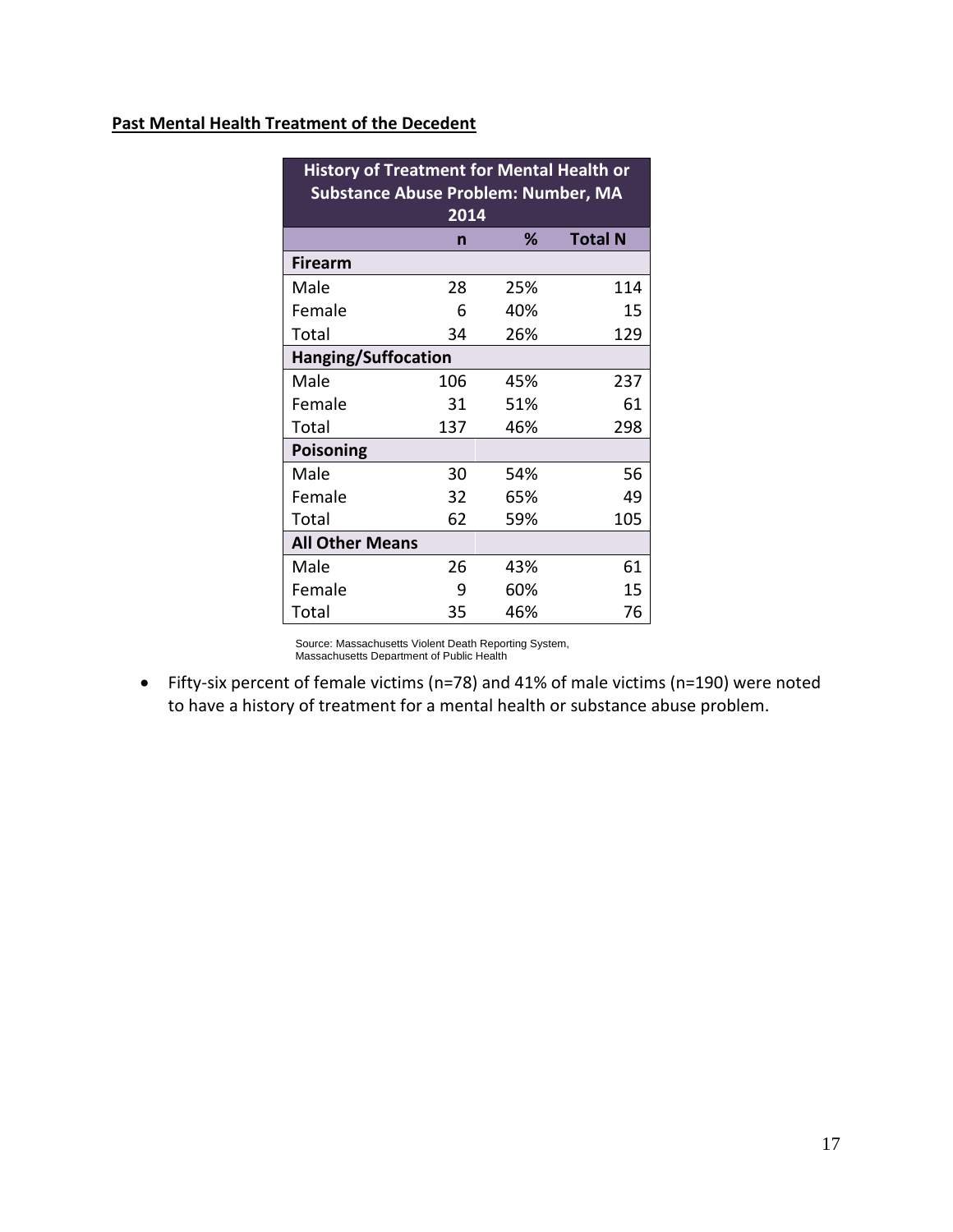**Past Mental Health Treatment of the Decedent**

| History of Treatment for Mental Health or Substance Abuse Problem: Number, MA 2014 | | | |
|---|---|---|---|
| | n | % | Total N |
| **Firearm** | | | |
| Male | 28 | 25% | 114 |
| Female | 6 | 40% | 15 |
| Total | 34 | 26% | 129 |
| **Hanging/Suffocation** | | | |
| Male | 106 | 45% | 237 |
| Female | 31 | 51% | 61 |
| Total | 137 | 46% | 298 |
| **Poisoning** | | | |
| Male | 30 | 54% | 56 |
| Female | 32 | 65% | 49 |
| Total | 62 | 59% | 105 |
| **All Other Means** | | | |
| Male | 26 | 43% | 61 |
| Female | 9 | 60% | 15 |
| Total | 35 | 46% | 76 |

Source: Massachusetts Violent Death Reporting System, Massachusetts Department of Public Health

- Fifty-six percent of female victims (n=78) and 41% of male victims (n=190) were noted to have a history of treatment for a mental health or substance abuse problem.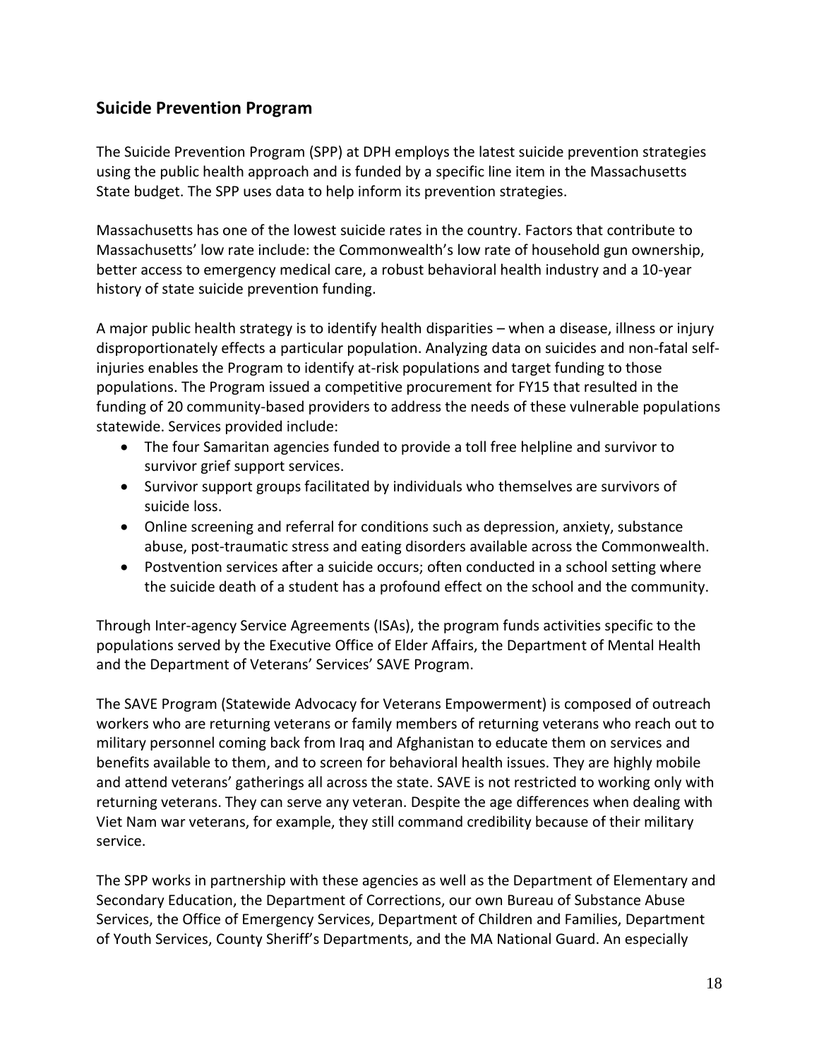## Suicide Prevention Program

The Suicide Prevention Program (SPP) at DPH employs the latest suicide prevention strategies using the public health approach and is funded by a specific line item in the Massachusetts State budget. The SPP uses data to help inform its prevention strategies.

Massachusetts has one of the lowest suicide rates in the country. Factors that contribute to Massachusetts' low rate include: the Commonwealth's low rate of household gun ownership, better access to emergency medical care, a robust behavioral health industry and a 10-year history of state suicide prevention funding.

A major public health strategy is to identify health disparities – when a disease, illness or injury disproportionately effects a particular population. Analyzing data on suicides and non-fatal self-injuries enables the Program to identify at-risk populations and target funding to those populations. The Program issued a competitive procurement for FY15 that resulted in the funding of 20 community-based providers to address the needs of these vulnerable populations statewide. Services provided include:

- The four Samaritan agencies funded to provide a toll free helpline and survivor to survivor grief support services.
- Survivor support groups facilitated by individuals who themselves are survivors of suicide loss.
- Online screening and referral for conditions such as depression, anxiety, substance abuse, post-traumatic stress and eating disorders available across the Commonwealth.
- Postvention services after a suicide occurs; often conducted in a school setting where the suicide death of a student has a profound effect on the school and the community.

Through Inter-agency Service Agreements (ISAs), the program funds activities specific to the populations served by the Executive Office of Elder Affairs, the Department of Mental Health and the Department of Veterans' Services' SAVE Program.

The SAVE Program (Statewide Advocacy for Veterans Empowerment) is composed of outreach workers who are returning veterans or family members of returning veterans who reach out to military personnel coming back from Iraq and Afghanistan to educate them on services and benefits available to them, and to screen for behavioral health issues. They are highly mobile and attend veterans' gatherings all across the state. SAVE is not restricted to working only with returning veterans. They can serve any veteran. Despite the age differences when dealing with Viet Nam war veterans, for example, they still command credibility because of their military service.

The SPP works in partnership with these agencies as well as the Department of Elementary and Secondary Education, the Department of Corrections, our own Bureau of Substance Abuse Services, the Office of Emergency Services, Department of Children and Families, Department of Youth Services, County Sheriff's Departments, and the MA National Guard. An especially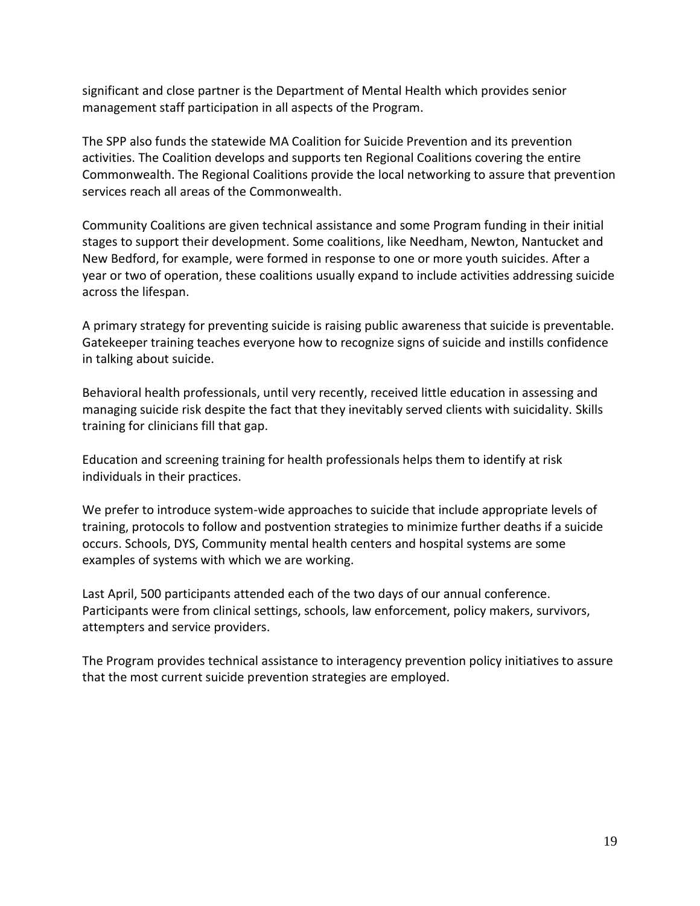significant and close partner is the Department of Mental Health which provides senior management staff participation in all aspects of the Program.

The SPP also funds the statewide MA Coalition for Suicide Prevention and its prevention activities. The Coalition develops and supports ten Regional Coalitions covering the entire Commonwealth. The Regional Coalitions provide the local networking to assure that prevention services reach all areas of the Commonwealth.

Community Coalitions are given technical assistance and some Program funding in their initial stages to support their development. Some coalitions, like Needham, Newton, Nantucket and New Bedford, for example, were formed in response to one or more youth suicides. After a year or two of operation, these coalitions usually expand to include activities addressing suicide across the lifespan.

A primary strategy for preventing suicide is raising public awareness that suicide is preventable. Gatekeeper training teaches everyone how to recognize signs of suicide and instills confidence in talking about suicide.

Behavioral health professionals, until very recently, received little education in assessing and managing suicide risk despite the fact that they inevitably served clients with suicidality. Skills training for clinicians fill that gap.

Education and screening training for health professionals helps them to identify at risk individuals in their practices.

We prefer to introduce system-wide approaches to suicide that include appropriate levels of training, protocols to follow and postvention strategies to minimize further deaths if a suicide occurs. Schools, DYS, Community mental health centers and hospital systems are some examples of systems with which we are working.

Last April, 500 participants attended each of the two days of our annual conference. Participants were from clinical settings, schools, law enforcement, policy makers, survivors, attempters and service providers.

The Program provides technical assistance to interagency prevention policy initiatives to assure that the most current suicide prevention strategies are employed.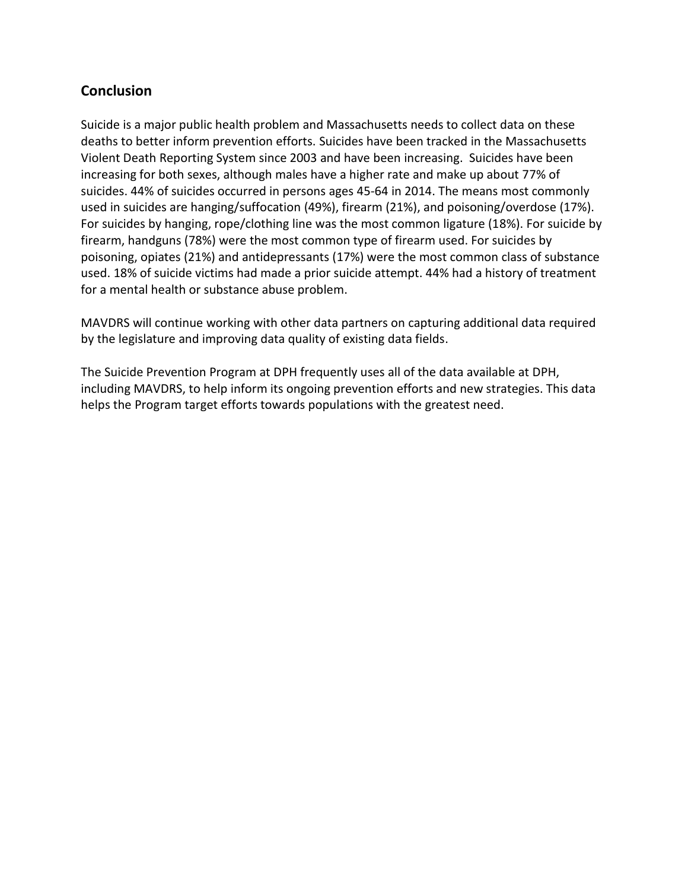## Conclusion

Suicide is a major public health problem and Massachusetts needs to collect data on these deaths to better inform prevention efforts. Suicides have been tracked in the Massachusetts Violent Death Reporting System since 2003 and have been increasing. Suicides have been increasing for both sexes, although males have a higher rate and make up about 77% of suicides. 44% of suicides occurred in persons ages 45-64 in 2014. The means most commonly used in suicides are hanging/suffocation (49%), firearm (21%), and poisoning/overdose (17%). For suicides by hanging, rope/clothing line was the most common ligature (18%). For suicide by firearm, handguns (78%) were the most common type of firearm used. For suicides by poisoning, opiates (21%) and antidepressants (17%) were the most common class of substance used. 18% of suicide victims had made a prior suicide attempt. 44% had a history of treatment for a mental health or substance abuse problem.

MAVDRS will continue working with other data partners on capturing additional data required by the legislature and improving data quality of existing data fields.

The Suicide Prevention Program at DPH frequently uses all of the data available at DPH, including MAVDRS, to help inform its ongoing prevention efforts and new strategies. This data helps the Program target efforts towards populations with the greatest need.